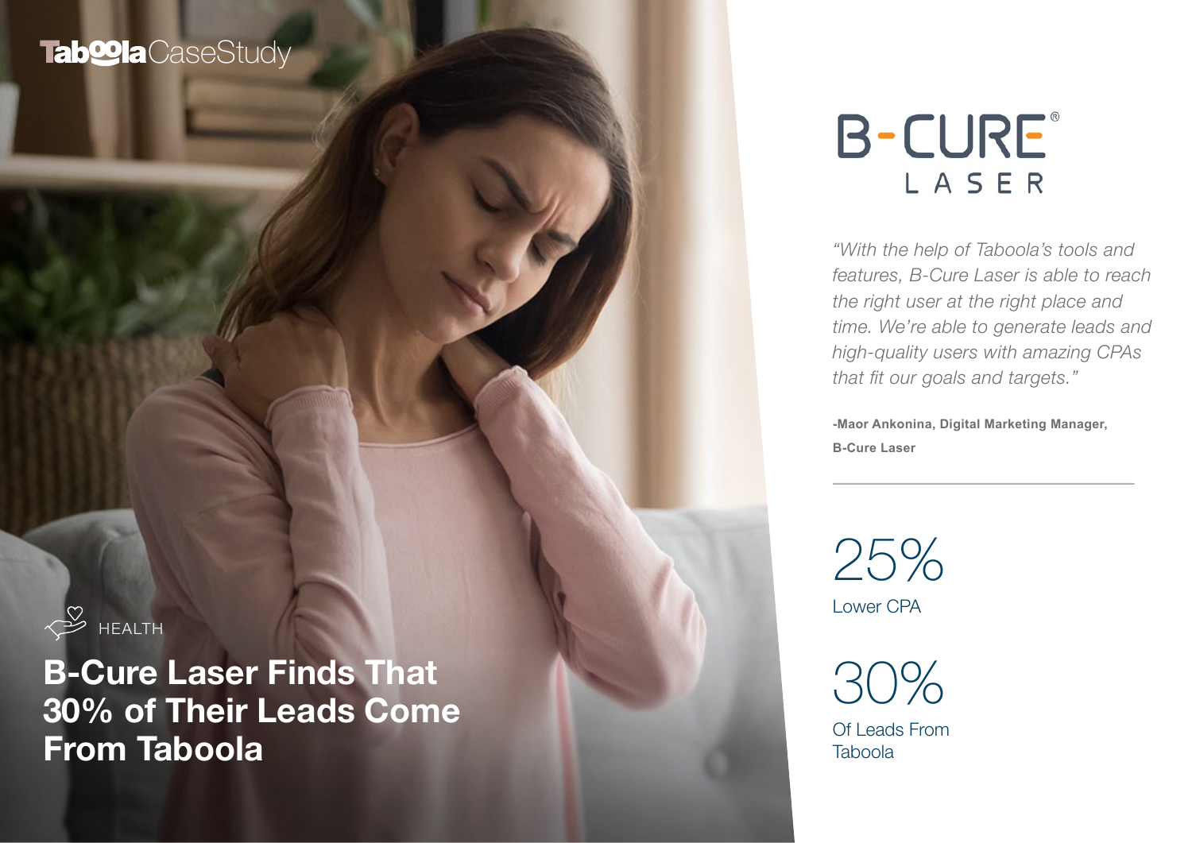Taboola CaseStudy

HEALTH

# B-Cure Laser Finds That 30% of Their Leads Come From Taboola

B-CURE® LASER

*"With the help of Taboola's tools and features, B-Cure Laser is able to reach the right user at the right place and time. We're able to generate leads and high-quality users with amazing CPAs that fit our goals and targets."*

**-Maor Ankonina, Digital Marketing Manager, B-Cure Laser**

25%
Lower CPA

30%
Of Leads From Taboola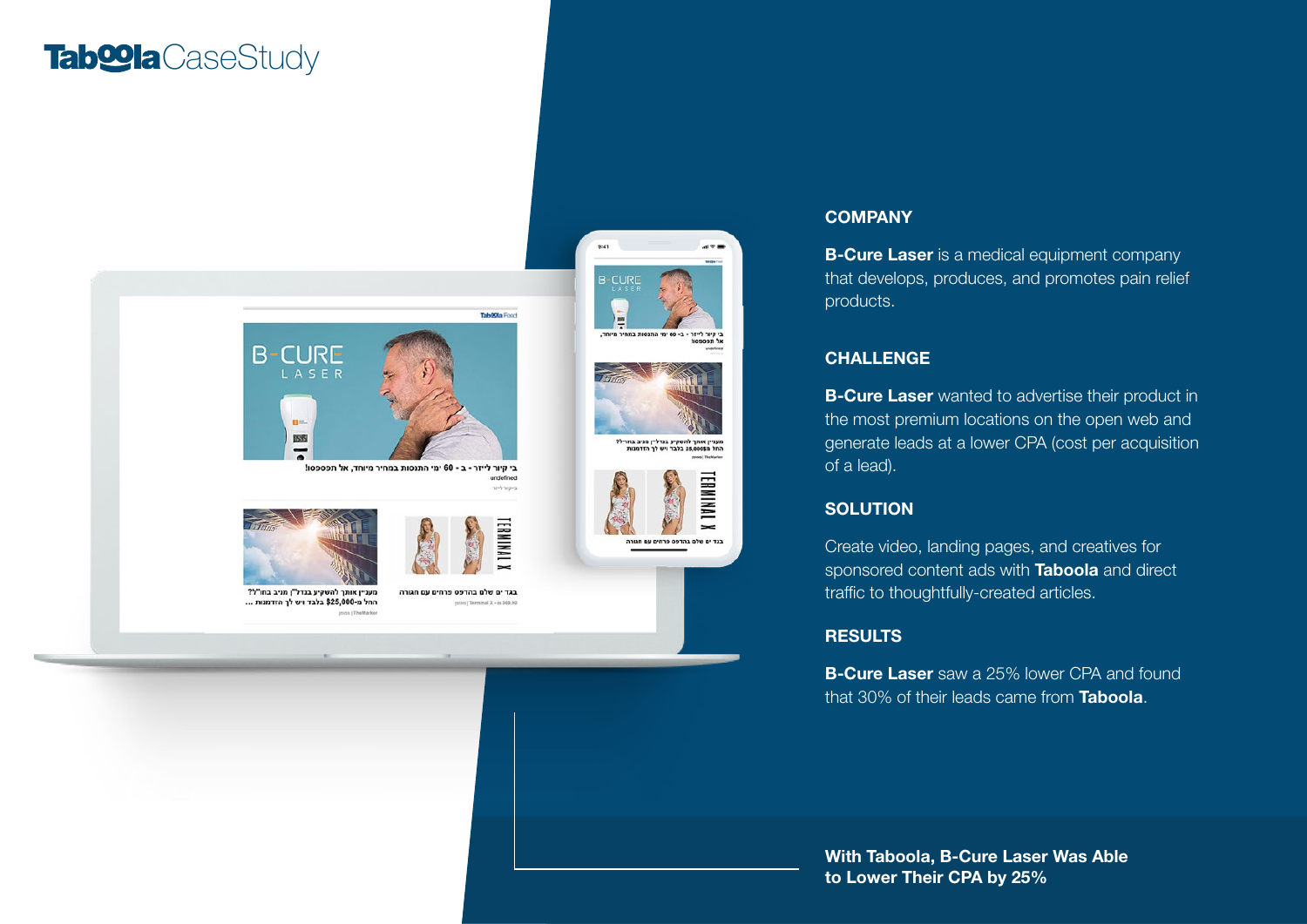# Taboola CaseStudy

## COMPANY

**B-Cure Laser** is a medical equipment company that develops, produces, and promotes pain relief products.

## CHALLENGE

**B-Cure Laser** wanted to advertise their product in the most premium locations on the open web and generate leads at a lower CPA (cost per acquisition of a lead).

## SOLUTION

Create video, landing pages, and creatives for sponsored content ads with **Taboola** and direct traffic to thoughtfully-created articles.

## RESULTS

**B-Cure Laser** saw a 25% lower CPA and found that 30% of their leads came from **Taboola**.

**With Taboola, B-Cure Laser Was Able to Lower Their CPA by 25%**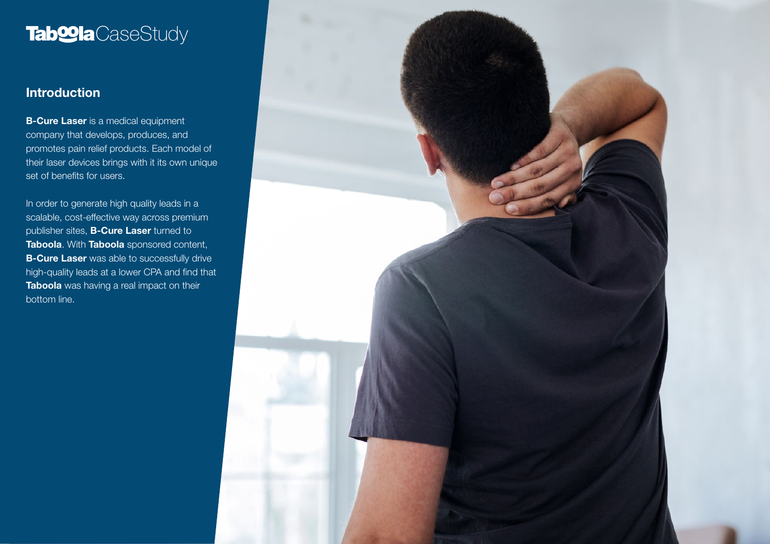# Taboola CaseStudy

## Introduction

**B-Cure Laser** is a medical equipment company that develops, produces, and promotes pain relief products. Each model of their laser devices brings with it its own unique set of benefits for users.

In order to generate high quality leads in a scalable, cost-effective way across premium publisher sites, **B-Cure Laser** turned to **Taboola**. With **Taboola** sponsored content, **B-Cure Laser** was able to successfully drive high-quality leads at a lower CPA and find that **Taboola** was having a real impact on their bottom line.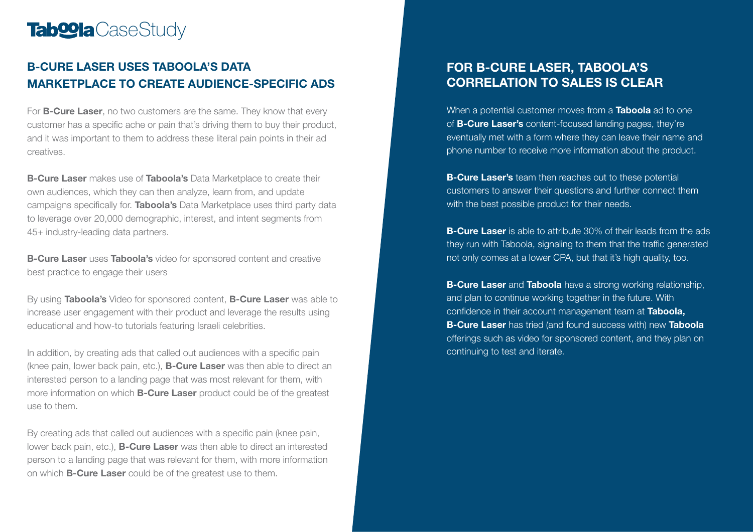# **Taboola** CaseStudy

## B-CURE LASER USES TABOOLA'S DATA MARKETPLACE TO CREATE AUDIENCE-SPECIFIC ADS

For **B-Cure Laser**, no two customers are the same. They know that every customer has a specific ache or pain that's driving them to buy their product, and it was important to them to address these literal pain points in their ad creatives.

**B-Cure Laser** makes use of **Taboola's** Data Marketplace to create their own audiences, which they can then analyze, learn from, and update campaigns specifically for. **Taboola's** Data Marketplace uses third party data to leverage over 20,000 demographic, interest, and intent segments from 45+ industry-leading data partners.

**B-Cure Laser** uses **Taboola's** video for sponsored content and creative best practice to engage their users

By using **Taboola's** Video for sponsored content, **B-Cure Laser** was able to increase user engagement with their product and leverage the results using educational and how-to tutorials featuring Israeli celebrities.

In addition, by creating ads that called out audiences with a specific pain (knee pain, lower back pain, etc.), **B-Cure Laser** was then able to direct an interested person to a landing page that was most relevant for them, with more information on which **B-Cure Laser** product could be of the greatest use to them.

By creating ads that called out audiences with a specific pain (knee pain, lower back pain, etc.), **B-Cure Laser** was then able to direct an interested person to a landing page that was relevant for them, with more information on which **B-Cure Laser** could be of the greatest use to them.

## FOR B-CURE LASER, TABOOLA'S CORRELATION TO SALES IS CLEAR

When a potential customer moves from a **Taboola** ad to one of **B-Cure Laser's** content-focused landing pages, they're eventually met with a form where they can leave their name and phone number to receive more information about the product.

**B-Cure Laser's** team then reaches out to these potential customers to answer their questions and further connect them with the best possible product for their needs.

**B-Cure Laser** is able to attribute 30% of their leads from the ads they run with Taboola, signaling to them that the traffic generated not only comes at a lower CPA, but that it's high quality, too.

**B-Cure Laser** and **Taboola** have a strong working relationship, and plan to continue working together in the future. With confidence in their account management team at **Taboola, B-Cure Laser** has tried (and found success with) new **Taboola** offerings such as video for sponsored content, and they plan on continuing to test and iterate.